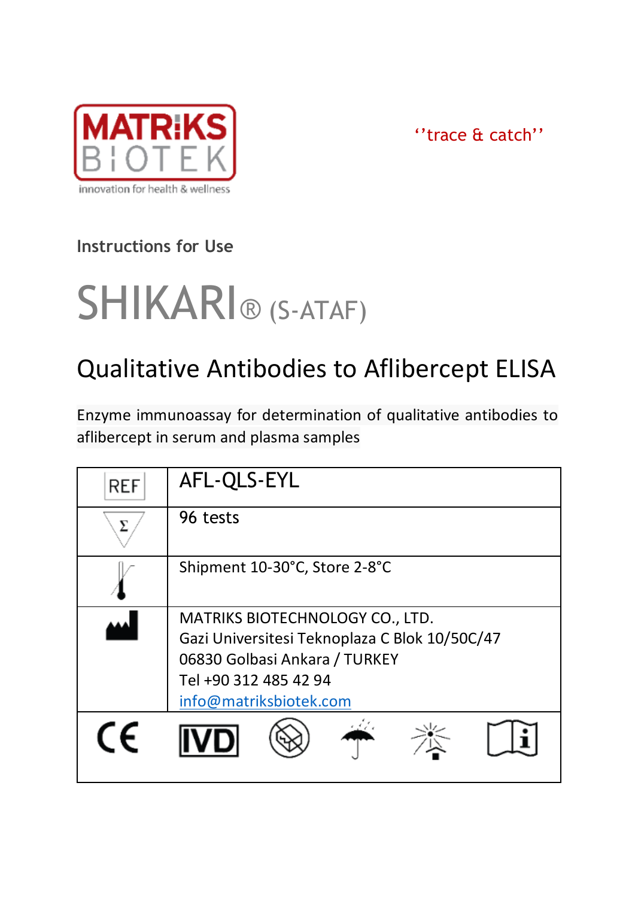MATRIKS BIOTEK
innovation for health & wellness

''trace & catch''

Instructions for Use

# SHIKARI® (S-ATAF)

## Qualitative Antibodies to Aflibercept ELISA

Enzyme immunoassay for determination of qualitative antibodies to aflibercept in serum and plasma samples

| | |
|---|---|
| REF | AFL-QLS-EYL |
| Σ | 96 tests |
| | Shipment 10-30°C, Store 2-8°C |
| | MATRIKS BIOTECHNOLOGY CO., LTD.<br>Gazi Universitesi Teknoplaza C Blok 10/50C/47<br>06830 Golbasi Ankara / TURKEY<br>Tel +90 312 485 42 94<br>info@matriksbiotek.com |

CE IVD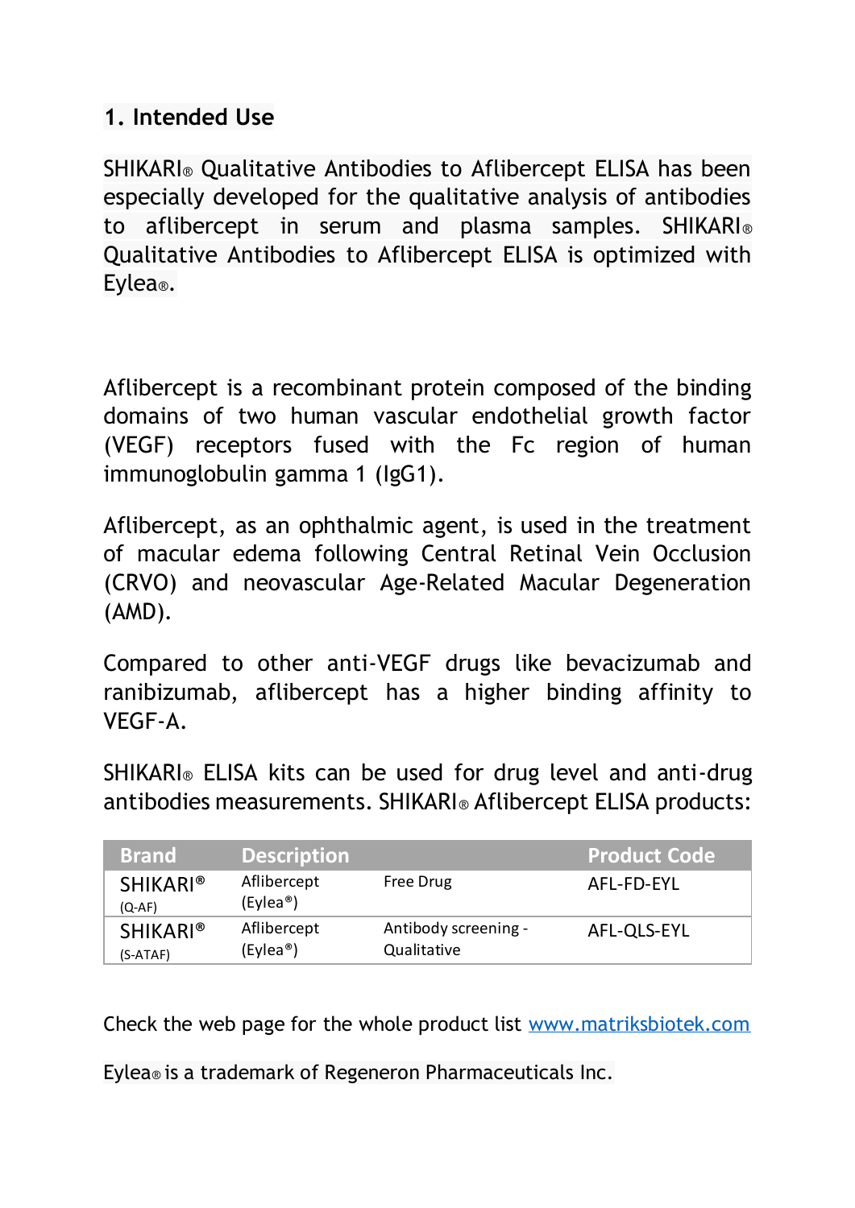## 1. Intended Use

SHIKARI® Qualitative Antibodies to Aflibercept ELISA has been especially developed for the qualitative analysis of antibodies to aflibercept in serum and plasma samples. SHIKARI® Qualitative Antibodies to Aflibercept ELISA is optimized with Eylea®.

Aflibercept is a recombinant protein composed of the binding domains of two human vascular endothelial growth factor (VEGF) receptors fused with the Fc region of human immunoglobulin gamma 1 (IgG1).

Aflibercept, as an ophthalmic agent, is used in the treatment of macular edema following Central Retinal Vein Occlusion (CRVO) and neovascular Age-Related Macular Degeneration (AMD).

Compared to other anti-VEGF drugs like bevacizumab and ranibizumab, aflibercept has a higher binding affinity to VEGF-A.

SHIKARI® ELISA kits can be used for drug level and anti-drug antibodies measurements. SHIKARI® Aflibercept ELISA products:

| Brand | Description | | Product Code |
|---|---|---|---|
| SHIKARI® (Q-AF) | Aflibercept (Eylea®) | Free Drug | AFL-FD-EYL |
| SHIKARI® (S-ATAF) | Aflibercept (Eylea®) | Antibody screening - Qualitative | AFL-QLS-EYL |

Check the web page for the whole product list www.matriksbiotek.com

Eylea® is a trademark of Regeneron Pharmaceuticals Inc.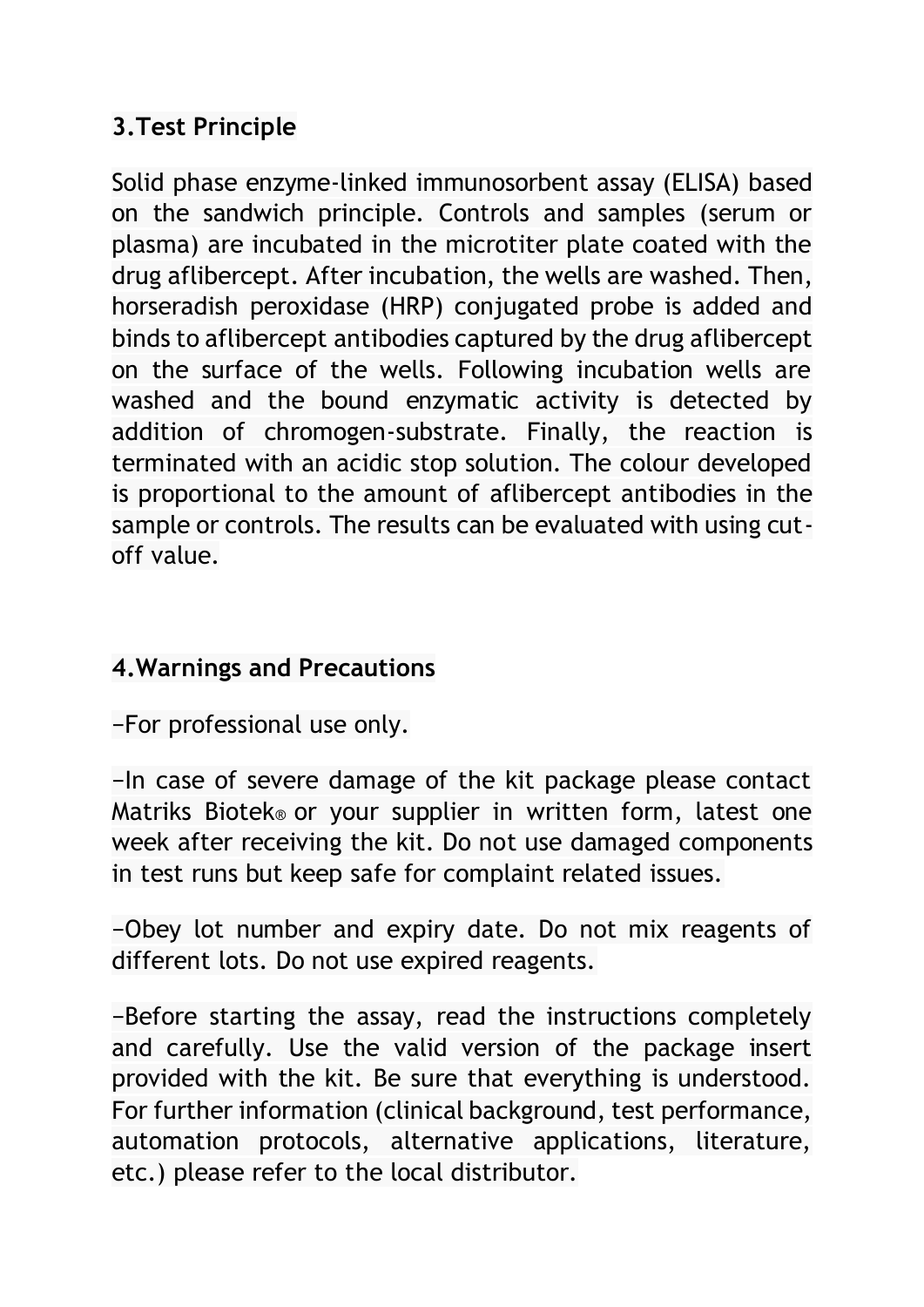## 3.Test Principle

Solid phase enzyme-linked immunosorbent assay (ELISA) based on the sandwich principle. Controls and samples (serum or plasma) are incubated in the microtiter plate coated with the drug aflibercept. After incubation, the wells are washed. Then, horseradish peroxidase (HRP) conjugated probe is added and binds to aflibercept antibodies captured by the drug aflibercept on the surface of the wells. Following incubation wells are washed and the bound enzymatic activity is detected by addition of chromogen-substrate. Finally, the reaction is terminated with an acidic stop solution. The colour developed is proportional to the amount of aflibercept antibodies in the sample or controls. The results can be evaluated with using cut-off value.

## 4.Warnings and Precautions

−For professional use only.

−In case of severe damage of the kit package please contact Matriks Biotek® or your supplier in written form, latest one week after receiving the kit. Do not use damaged components in test runs but keep safe for complaint related issues.

−Obey lot number and expiry date. Do not mix reagents of different lots. Do not use expired reagents.

−Before starting the assay, read the instructions completely and carefully. Use the valid version of the package insert provided with the kit. Be sure that everything is understood. For further information (clinical background, test performance, automation protocols, alternative applications, literature, etc.) please refer to the local distributor.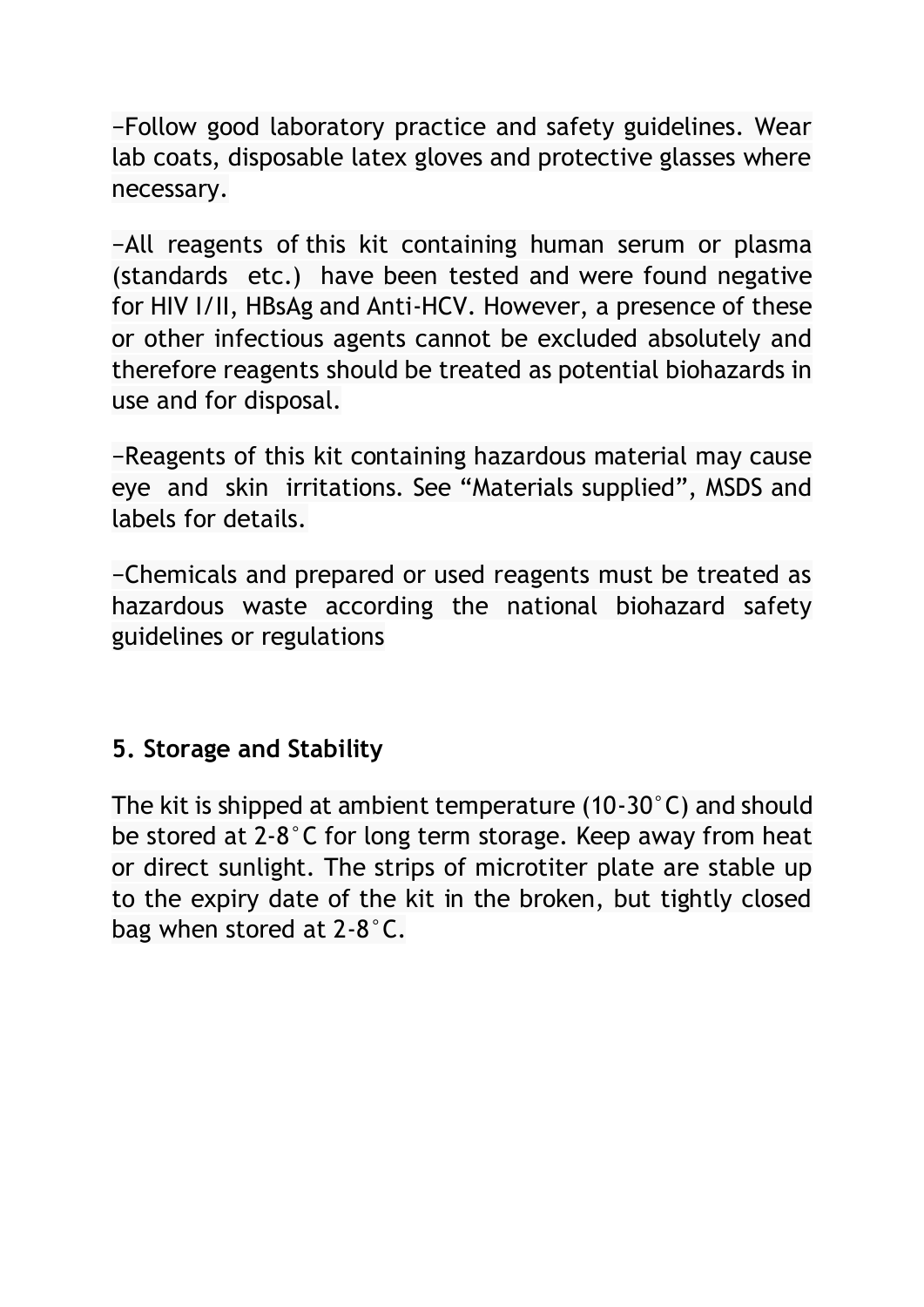−Follow good laboratory practice and safety guidelines. Wear lab coats, disposable latex gloves and protective glasses where necessary.

−All reagents of this kit containing human serum or plasma (standards etc.) have been tested and were found negative for HIV I/II, HBsAg and Anti-HCV. However, a presence of these or other infectious agents cannot be excluded absolutely and therefore reagents should be treated as potential biohazards in use and for disposal.

−Reagents of this kit containing hazardous material may cause eye and skin irritations. See “Materials supplied”, MSDS and labels for details.

−Chemicals and prepared or used reagents must be treated as hazardous waste according the national biohazard safety guidelines or regulations

## 5. Storage and Stability

The kit is shipped at ambient temperature (10-30°C) and should be stored at 2-8°C for long term storage. Keep away from heat or direct sunlight. The strips of microtiter plate are stable up to the expiry date of the kit in the broken, but tightly closed bag when stored at 2-8°C.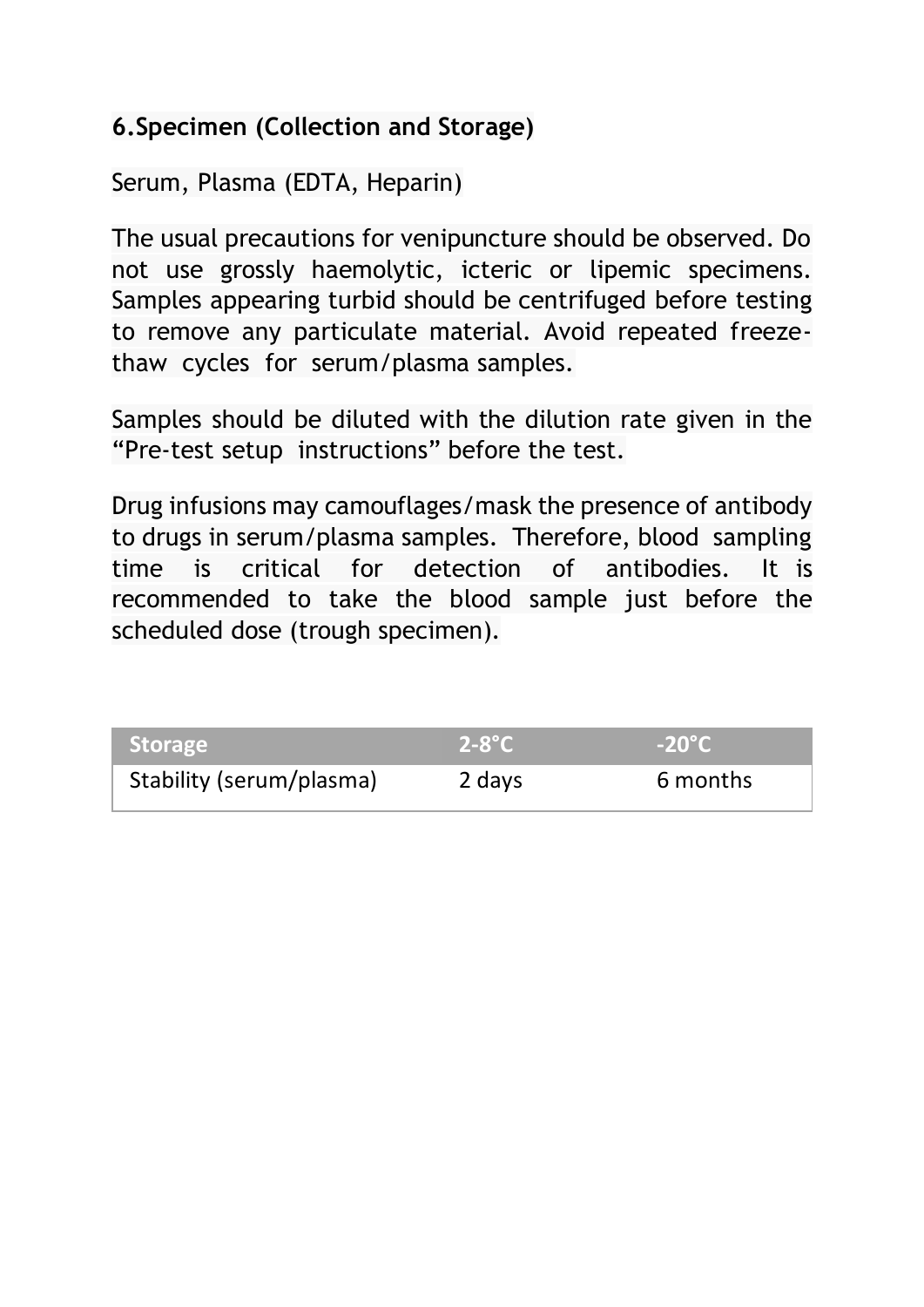## 6.Specimen (Collection and Storage)

Serum, Plasma (EDTA, Heparin)

The usual precautions for venipuncture should be observed. Do not use grossly haemolytic, icteric or lipemic specimens. Samples appearing turbid should be centrifuged before testing to remove any particulate material. Avoid repeated freeze-thaw cycles for serum/plasma samples.

Samples should be diluted with the dilution rate given in the "Pre-test setup instructions" before the test.

Drug infusions may camouflages/mask the presence of antibody to drugs in serum/plasma samples. Therefore, blood sampling time is critical for detection of antibodies. It is recommended to take the blood sample just before the scheduled dose (trough specimen).

| Storage | 2-8°C | -20°C |
| --- | --- | --- |
| Stability (serum/plasma) | 2 days | 6 months |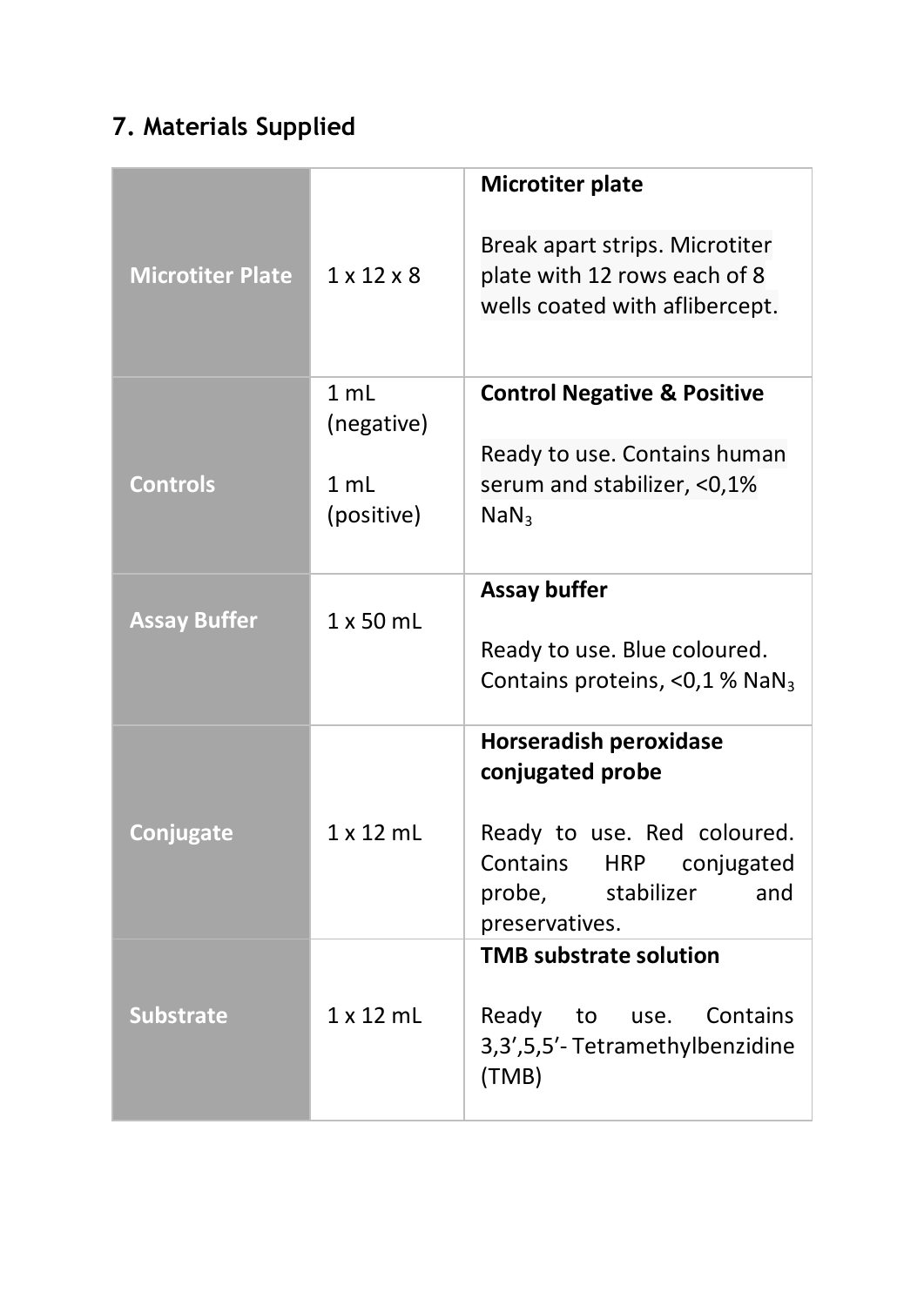## 7. Materials Supplied

| | | |
|---|---|---|
| **Microtiter Plate** | 1 x 12 x 8 | **Microtiter plate**<br><br>Break apart strips. Microtiter plate with 12 rows each of 8 wells coated with aflibercept. |
| **Controls** | 1 mL (negative)<br><br>1 mL (positive) | **Control Negative & Positive**<br><br>Ready to use. Contains human serum and stabilizer, <0,1% $NaN_3$ |
| **Assay Buffer** | 1 x 50 mL | **Assay buffer**<br><br>Ready to use. Blue coloured. Contains proteins, <0,1 % $NaN_3$ |
| **Conjugate** | 1 x 12 mL | **Horseradish peroxidase conjugated probe**<br><br>Ready to use. Red coloured. Contains HRP conjugated probe, stabilizer and preservatives. |
| **Substrate** | 1 x 12 mL | **TMB substrate solution**<br><br>Ready to use. Contains 3,3',5,5'- Tetramethylbenzidine (TMB) |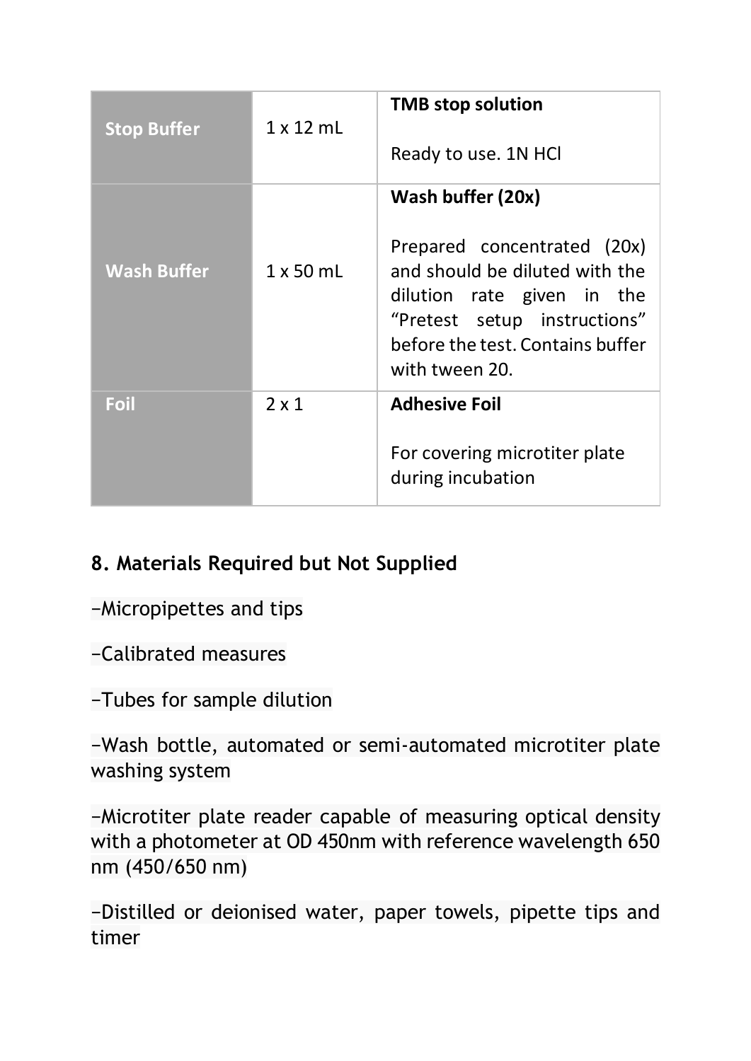| | | |
|---|---|---|
| **Stop Buffer** | 1 x 12 mL | **TMB stop solution**<br><br>Ready to use. 1N HCl |
| **Wash Buffer** | 1 x 50 mL | **Wash buffer (20x)**<br><br>Prepared concentrated (20x) and should be diluted with the dilution rate given in the "Pretest setup instructions" before the test. Contains buffer with tween 20. |
| **Foil** | 2 x 1 | **Adhesive Foil**<br><br>For covering microtiter plate during incubation |

## 8. Materials Required but Not Supplied

–Micropipettes and tips

–Calibrated measures

–Tubes for sample dilution

–Wash bottle, automated or semi-automated microtiter plate washing system

–Microtiter plate reader capable of measuring optical density with a photometer at OD 450nm with reference wavelength 650 nm (450/650 nm)

–Distilled or deionised water, paper towels, pipette tips and timer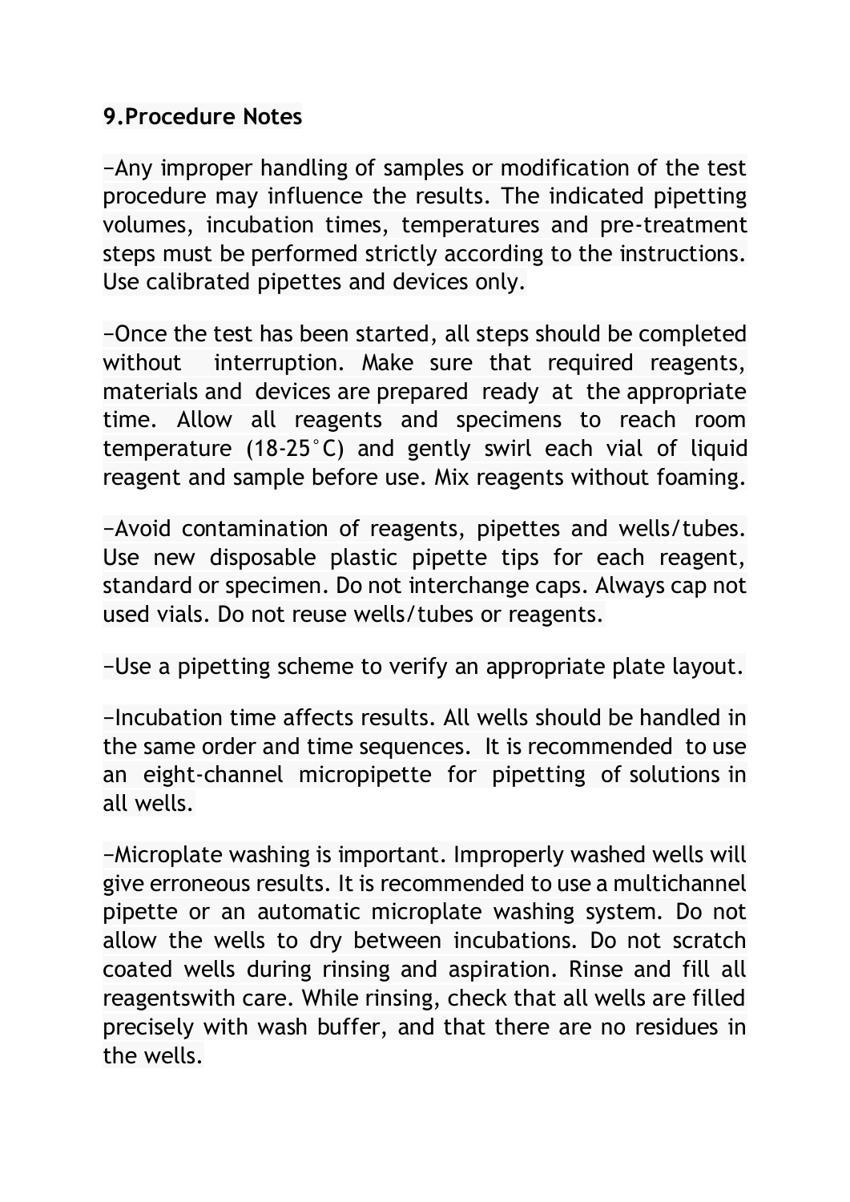# 9.Procedure Notes

−Any improper handling of samples or modification of the test procedure may influence the results. The indicated pipetting volumes, incubation times, temperatures and pre-treatment steps must be performed strictly according to the instructions. Use calibrated pipettes and devices only.

−Once the test has been started, all steps should be completed without interruption. Make sure that required reagents, materials and devices are prepared ready at the appropriate time. Allow all reagents and specimens to reach room temperature (18-25°C) and gently swirl each vial of liquid reagent and sample before use. Mix reagents without foaming.

−Avoid contamination of reagents, pipettes and wells/tubes. Use new disposable plastic pipette tips for each reagent, standard or specimen. Do not interchange caps. Always cap not used vials. Do not reuse wells/tubes or reagents.

−Use a pipetting scheme to verify an appropriate plate layout.

−Incubation time affects results. All wells should be handled in the same order and time sequences. It is recommended to use an eight-channel micropipette for pipetting of solutions in all wells.

−Microplate washing is important. Improperly washed wells will give erroneous results. It is recommended to use a multichannel pipette or an automatic microplate washing system. Do not allow the wells to dry between incubations. Do not scratch coated wells during rinsing and aspiration. Rinse and fill all reagentswith care. While rinsing, check that all wells are filled precisely with wash buffer, and that there are no residues in the wells.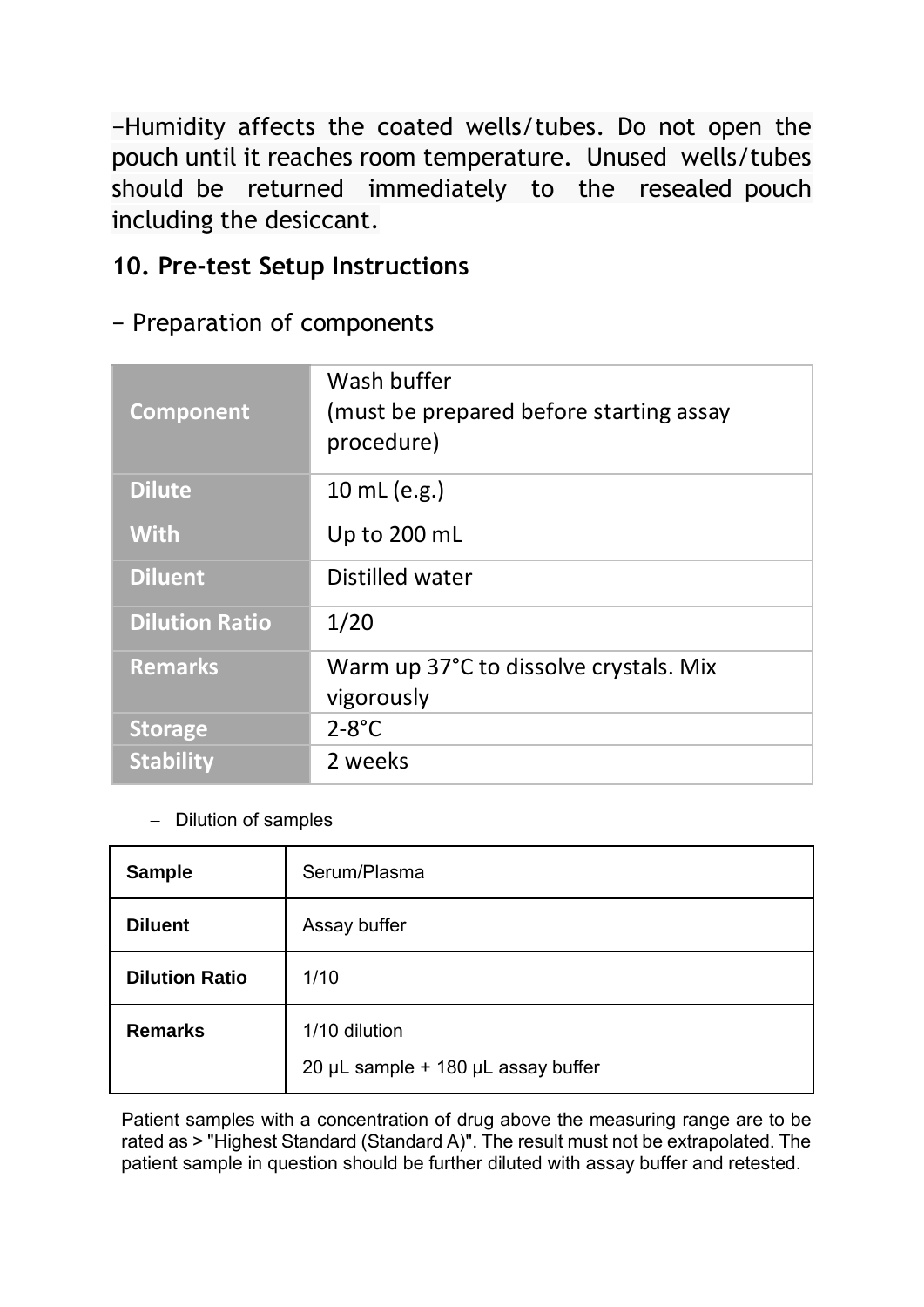–Humidity affects the coated wells/tubes. Do not open the pouch until it reaches room temperature. Unused wells/tubes should be returned immediately to the resealed pouch including the desiccant.

## 10. Pre-test Setup Instructions

– Preparation of components

| Component | Wash buffer (must be prepared before starting assay procedure) |
|---|---|
| Dilute | 10 mL (e.g.) |
| With | Up to 200 mL |
| Diluent | Distilled water |
| Dilution Ratio | 1/20 |
| Remarks | Warm up 37°C to dissolve crystals. Mix vigorously |
| Storage | 2-8°C |
| Stability | 2 weeks |

– Dilution of samples

| Sample | Serum/Plasma |
|---|---|
| Diluent | Assay buffer |
| Dilution Ratio | 1/10 |
| Remarks | 1/10 dilution<br>20 µL sample + 180 µL assay buffer |

Patient samples with a concentration of drug above the measuring range are to be rated as > "Highest Standard (Standard A)". The result must not be extrapolated. The patient sample in question should be further diluted with assay buffer and retested.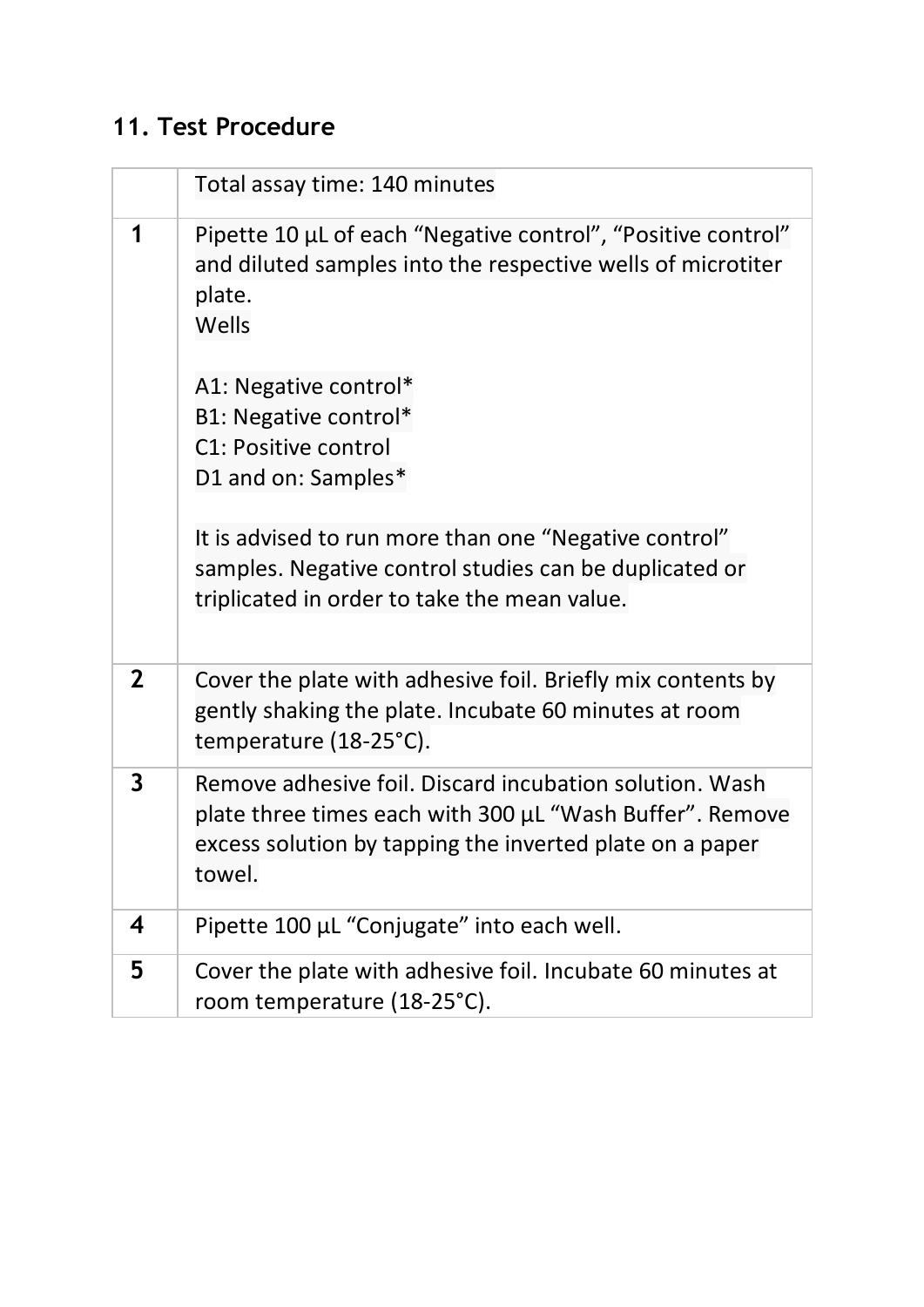## 11. Test Procedure

| | Total assay time: 140 minutes |
|---|---|
| **1** | Pipette 10 µL of each "Negative control", "Positive control" and diluted samples into the respective wells of microtiter plate.<br>Wells<br><br>A1: Negative control*<br>B1: Negative control*<br>C1: Positive control<br>D1 and on: Samples*<br><br>It is advised to run more than one "Negative control" samples. Negative control studies can be duplicated or triplicated in order to take the mean value. |
| **2** | Cover the plate with adhesive foil. Briefly mix contents by gently shaking the plate. Incubate 60 minutes at room temperature (18-25°C). |
| **3** | Remove adhesive foil. Discard incubation solution. Wash plate three times each with 300 µL "Wash Buffer". Remove excess solution by tapping the inverted plate on a paper towel. |
| **4** | Pipette 100 µL "Conjugate" into each well. |
| **5** | Cover the plate with adhesive foil. Incubate 60 minutes at room temperature (18-25°C). |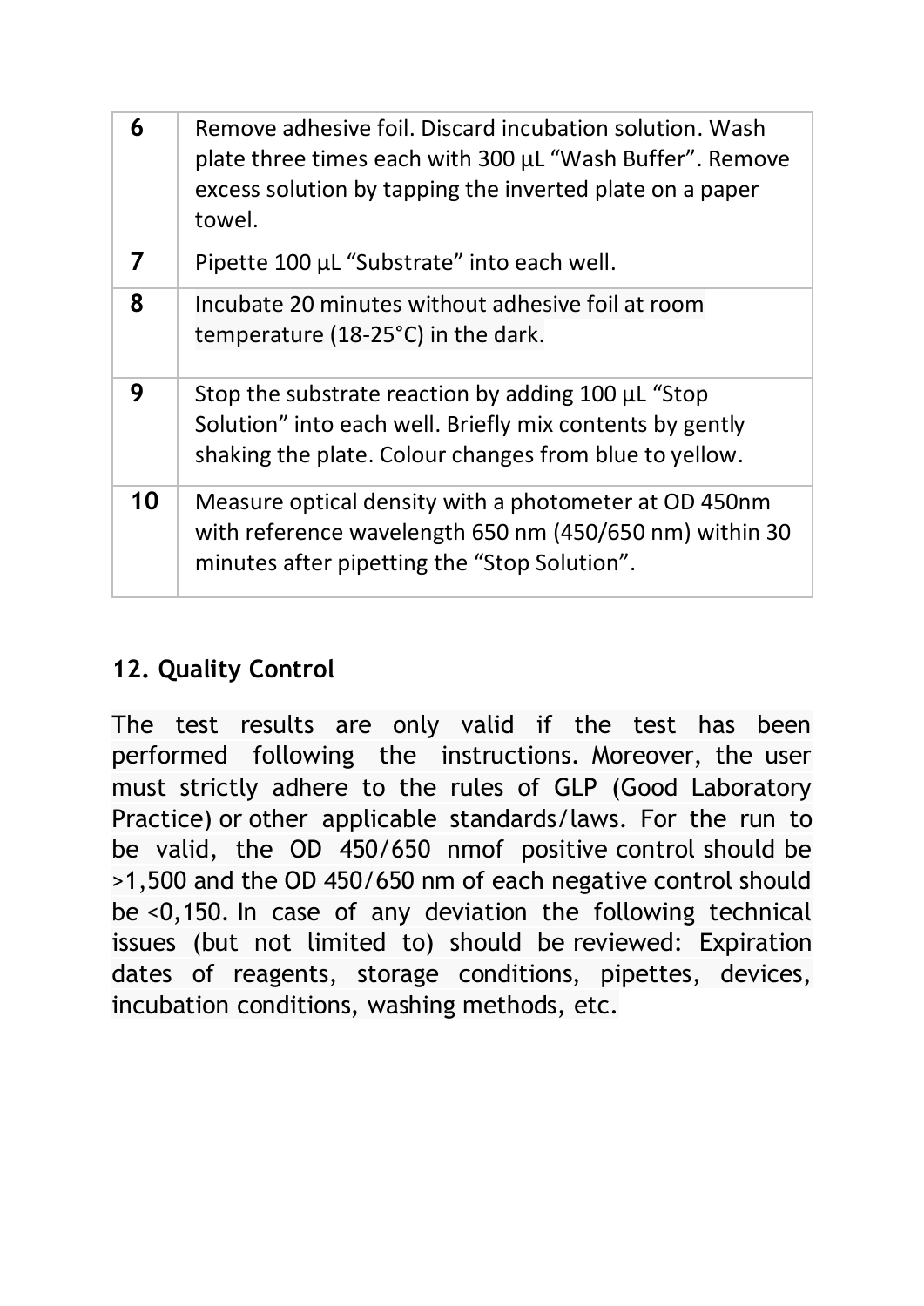| | |
|---|---|
| **6** | Remove adhesive foil. Discard incubation solution. Wash plate three times each with 300 µL “Wash Buffer”. Remove excess solution by tapping the inverted plate on a paper towel. |
| **7** | Pipette 100 µL “Substrate” into each well. |
| **8** | Incubate 20 minutes without adhesive foil at room temperature (18-25°C) in the dark. |
| **9** | Stop the substrate reaction by adding 100 µL “Stop Solution” into each well. Briefly mix contents by gently shaking the plate. Colour changes from blue to yellow. |
| **10** | Measure optical density with a photometer at OD 450nm with reference wavelength 650 nm (450/650 nm) within 30 minutes after pipetting the “Stop Solution”. |

## 12. Quality Control

The test results are only valid if the test has been performed following the instructions. Moreover, the user must strictly adhere to the rules of GLP (Good Laboratory Practice) or other applicable standards/laws. For the run to be valid, the OD 450/650 nmof positive control should be >1,500 and the OD 450/650 nm of each negative control should be <0,150. In case of any deviation the following technical issues (but not limited to) should be reviewed: Expiration dates of reagents, storage conditions, pipettes, devices, incubation conditions, washing methods, etc.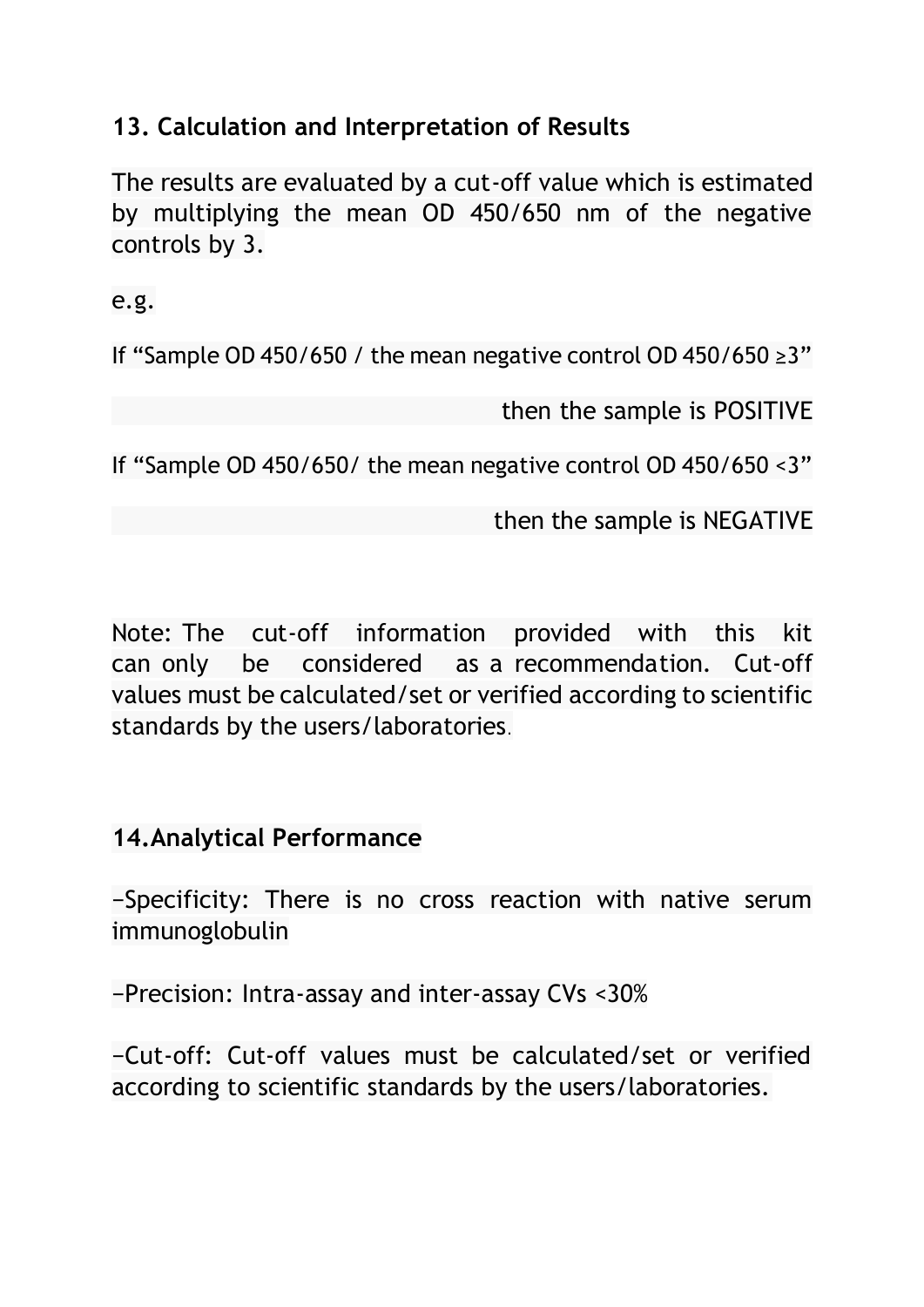## 13. Calculation and Interpretation of Results

The results are evaluated by a cut-off value which is estimated by multiplying the mean OD 450/650 nm of the negative controls by 3.

e.g.

If "Sample OD 450/650 / the mean negative control OD 450/650 ≥3"

then the sample is POSITIVE

If "Sample OD 450/650/ the mean negative control OD 450/650 <3"

then the sample is NEGATIVE

Note: The cut-off information provided with this kit can only be considered as a recommendation. Cut-off values must be calculated/set or verified according to scientific standards by the users/laboratories.

## 14.Analytical Performance

–Specificity: There is no cross reaction with native serum immunoglobulin

–Precision: Intra-assay and inter-assay CVs <30%

–Cut-off: Cut-off values must be calculated/set or verified according to scientific standards by the users/laboratories.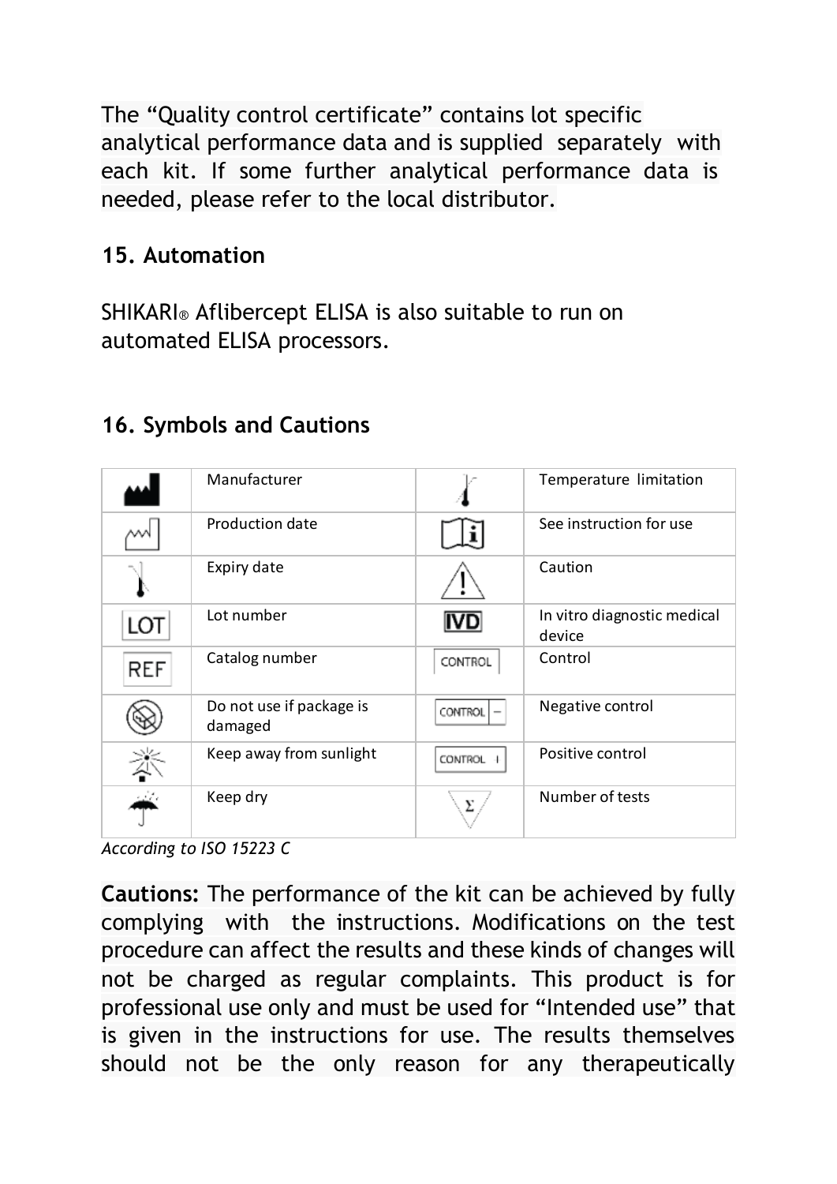The “Quality control certificate” contains lot specific analytical performance data and is supplied separately with each kit. If some further analytical performance data is needed, please refer to the local distributor.

## 15. Automation

SHIKARI® Aflibercept ELISA is also suitable to run on automated ELISA processors.

## 16. Symbols and Cautions

| Symbol | Meaning | Symbol | Meaning |
|---|---|---|---|
| | Manufacturer | | Temperature limitation |
| | Production date | | See instruction for use |
| | Expiry date | | Caution |
| LOT | Lot number | IVD | In vitro diagnostic medical device |
| REF | Catalog number | CONTROL | Control |
| | Do not use if package is damaged | CONTROL − | Negative control |
| | Keep away from sunlight | CONTROL + | Positive control |
| | Keep dry | Σ | Number of tests |

*According to ISO 15223 C*

**Cautions:** The performance of the kit can be achieved by fully complying with the instructions. Modifications on the test procedure can affect the results and these kinds of changes will not be charged as regular complaints. This product is for professional use only and must be used for “Intended use” that is given in the instructions for use. The results themselves should not be the only reason for any therapeutically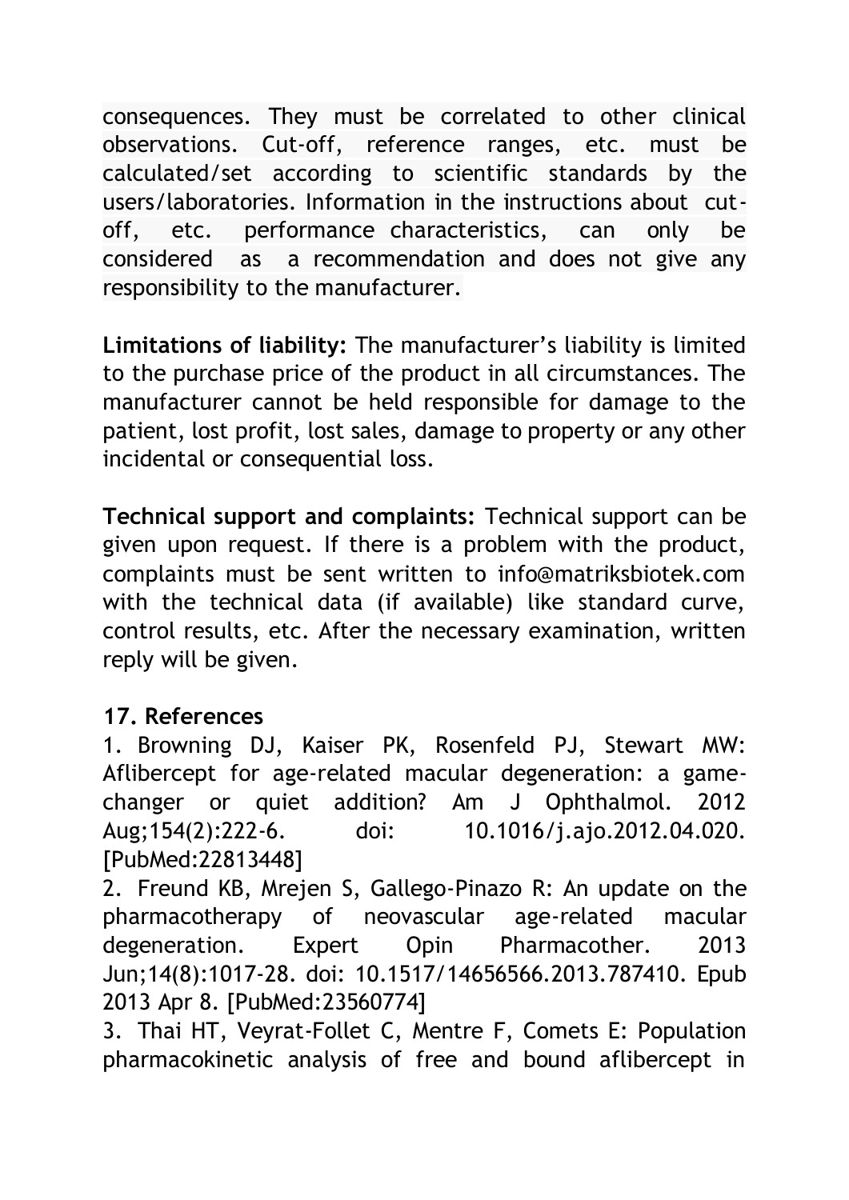consequences. They must be correlated to other clinical observations. Cut-off, reference ranges, etc. must be calculated/set according to scientific standards by the users/laboratories. Information in the instructions about cut-off, etc. performance characteristics, can only be considered as a recommendation and does not give any responsibility to the manufacturer.

**Limitations of liability:** The manufacturer's liability is limited to the purchase price of the product in all circumstances. The manufacturer cannot be held responsible for damage to the patient, lost profit, lost sales, damage to property or any other incidental or consequential loss.

**Technical support and complaints:** Technical support can be given upon request. If there is a problem with the product, complaints must be sent written to info@matriksbiotek.com with the technical data (if available) like standard curve, control results, etc. After the necessary examination, written reply will be given.

## 17. References

1. Browning DJ, Kaiser PK, Rosenfeld PJ, Stewart MW: Aflibercept for age-related macular degeneration: a game-changer or quiet addition? Am J Ophthalmol. 2012 Aug;154(2):222-6. doi: 10.1016/j.ajo.2012.04.020. [PubMed:22813448]
2. Freund KB, Mrejen S, Gallego-Pinazo R: An update on the pharmacotherapy of neovascular age-related macular degeneration. Expert Opin Pharmacother. 2013 Jun;14(8):1017-28. doi: 10.1517/14656566.2013.787410. Epub 2013 Apr 8. [PubMed:23560774]
3. Thai HT, Veyrat-Follet C, Mentre F, Comets E: Population pharmacokinetic analysis of free and bound aflibercept in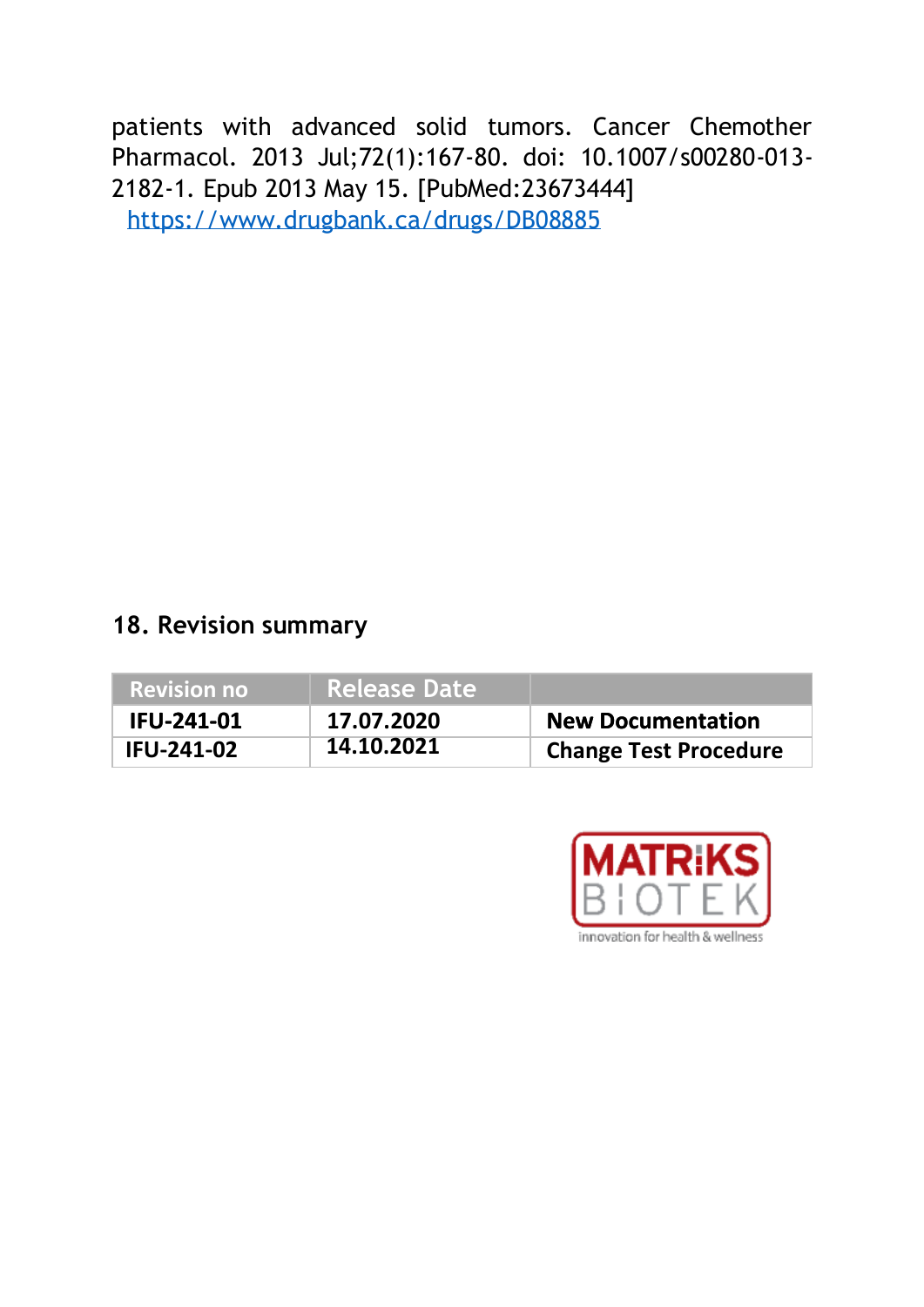patients with advanced solid tumors. Cancer Chemother Pharmacol. 2013 Jul;72(1):167-80. doi: 10.1007/s00280-013-2182-1. Epub 2013 May 15. [PubMed:23673444]
https://www.drugbank.ca/drugs/DB08885

## 18. Revision summary

| Revision no | Release Date | |
|---|---|---|
| **IFU-241-01** | **17.07.2020** | **New Documentation** |
| **IFU-241-02** | **14.10.2021** | **Change Test Procedure** |

MATRiKS BIOTEK
innovation for health & wellness